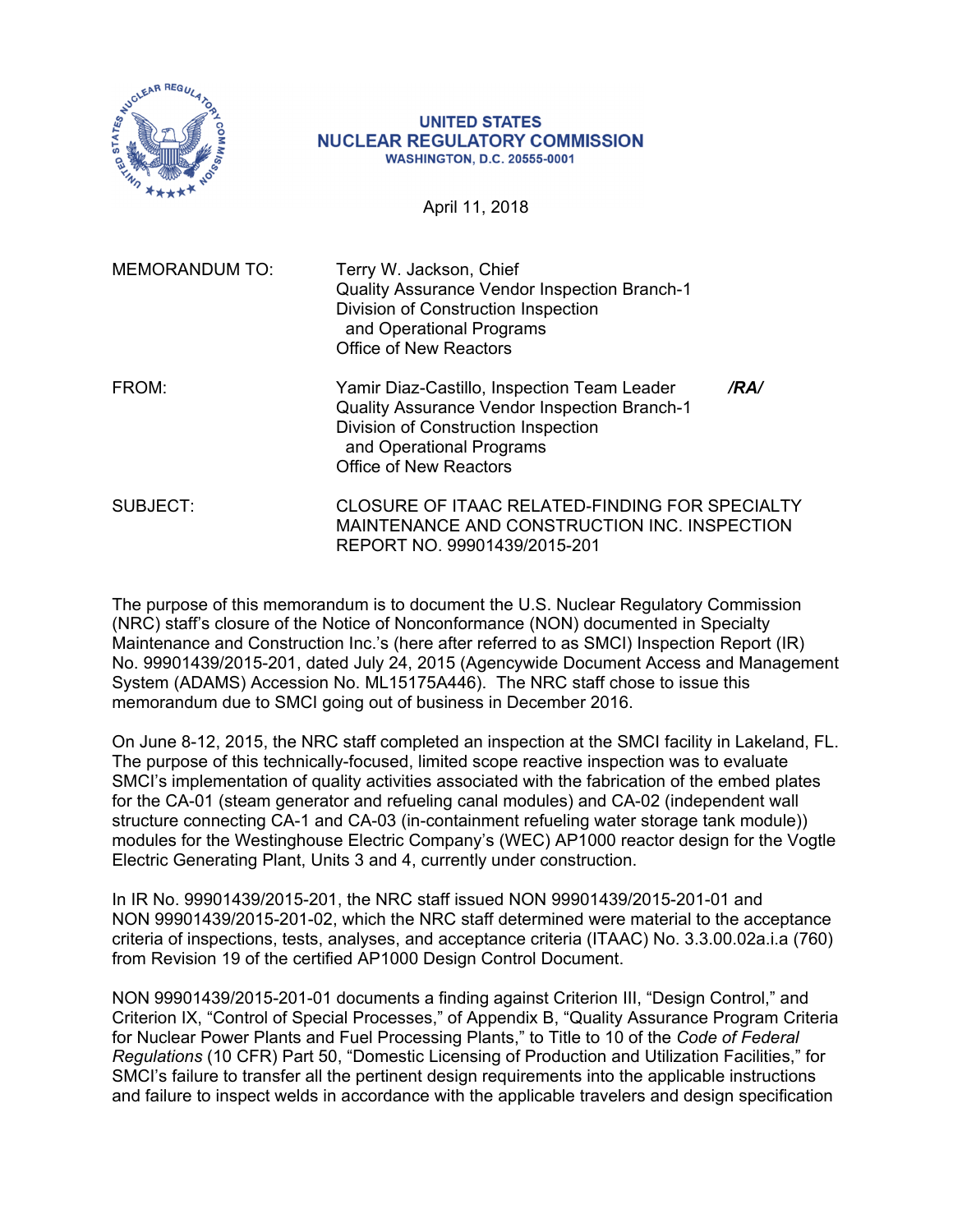UNITED STATES
NUCLEAR REGULATORY COMMISSION
WASHINGTON, D.C. 20555-0001

April 11, 2018

MEMORANDUM TO: Terry W. Jackson, Chief
Quality Assurance Vendor Inspection Branch-1
Division of Construction Inspection
and Operational Programs
Office of New Reactors

FROM: Yamir Diaz-Castillo, Inspection Team Leader **/RA/**
Quality Assurance Vendor Inspection Branch-1
Division of Construction Inspection
and Operational Programs
Office of New Reactors

SUBJECT: CLOSURE OF ITAAC RELATED-FINDING FOR SPECIALTY MAINTENANCE AND CONSTRUCTION INC. INSPECTION REPORT NO. 99901439/2015-201

The purpose of this memorandum is to document the U.S. Nuclear Regulatory Commission (NRC) staff's closure of the Notice of Nonconformance (NON) documented in Specialty Maintenance and Construction Inc.'s (here after referred to as SMCI) Inspection Report (IR) No. 99901439/2015-201, dated July 24, 2015 (Agencywide Document Access and Management System (ADAMS) Accession No. ML15175A446). The NRC staff chose to issue this memorandum due to SMCI going out of business in December 2016.

On June 8-12, 2015, the NRC staff completed an inspection at the SMCI facility in Lakeland, FL. The purpose of this technically-focused, limited scope reactive inspection was to evaluate SMCI's implementation of quality activities associated with the fabrication of the embed plates for the CA-01 (steam generator and refueling canal modules) and CA-02 (independent wall structure connecting CA-1 and CA-03 (in-containment refueling water storage tank module)) modules for the Westinghouse Electric Company's (WEC) AP1000 reactor design for the Vogtle Electric Generating Plant, Units 3 and 4, currently under construction.

In IR No. 99901439/2015-201, the NRC staff issued NON 99901439/2015-201-01 and NON 99901439/2015-201-02, which the NRC staff determined were material to the acceptance criteria of inspections, tests, analyses, and acceptance criteria (ITAAC) No. 3.3.00.02a.i.a (760) from Revision 19 of the certified AP1000 Design Control Document.

NON 99901439/2015-201-01 documents a finding against Criterion III, "Design Control," and Criterion IX, "Control of Special Processes," of Appendix B, "Quality Assurance Program Criteria for Nuclear Power Plants and Fuel Processing Plants," to Title to 10 of the *Code of Federal Regulations* (10 CFR) Part 50, "Domestic Licensing of Production and Utilization Facilities," for SMCI's failure to transfer all the pertinent design requirements into the applicable instructions and failure to inspect welds in accordance with the applicable travelers and design specification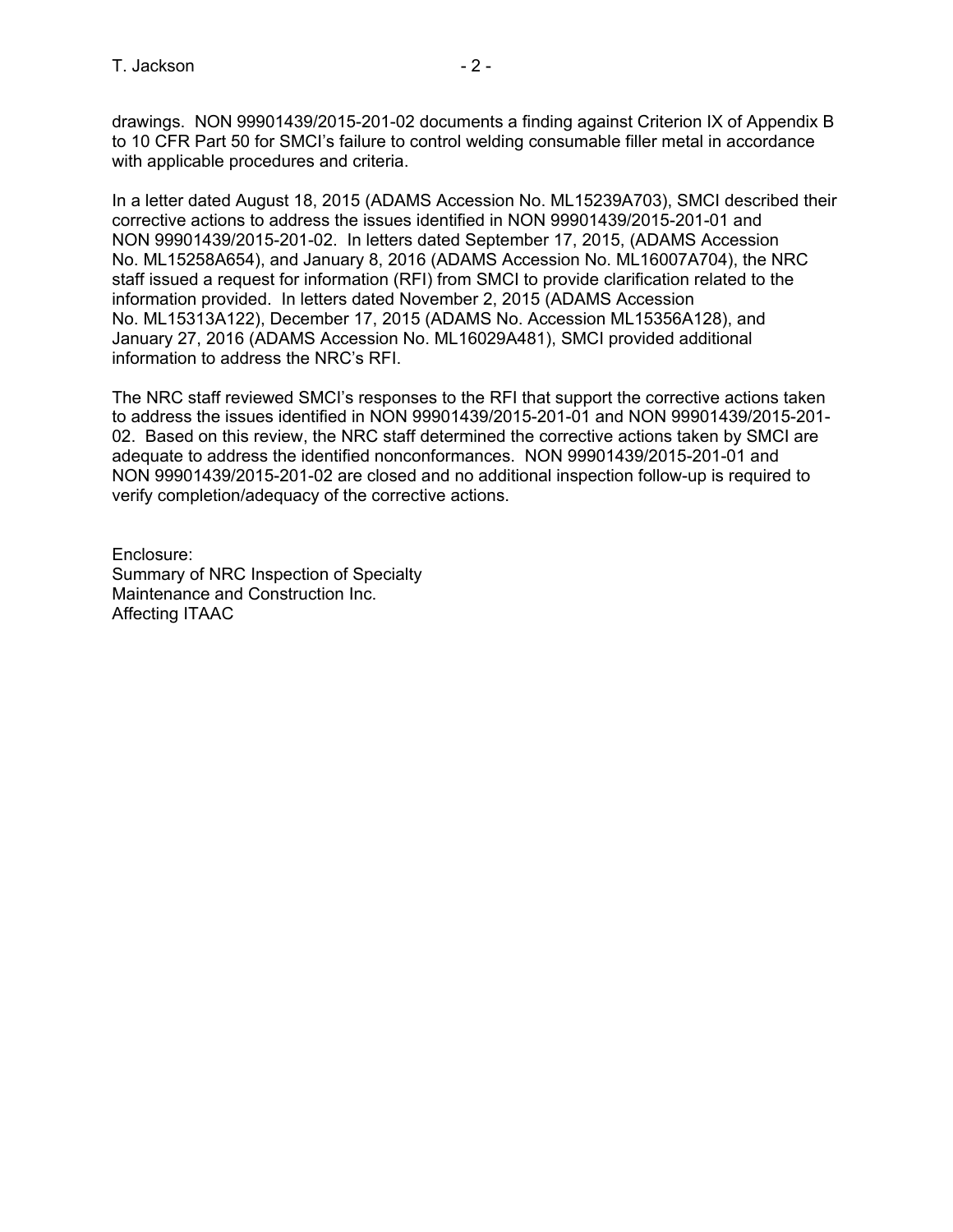drawings. NON 99901439/2015-201-02 documents a finding against Criterion IX of Appendix B to 10 CFR Part 50 for SMCI's failure to control welding consumable filler metal in accordance with applicable procedures and criteria.

In a letter dated August 18, 2015 (ADAMS Accession No. ML15239A703), SMCI described their corrective actions to address the issues identified in NON 99901439/2015-201-01 and NON 99901439/2015-201-02. In letters dated September 17, 2015, (ADAMS Accession No. ML15258A654), and January 8, 2016 (ADAMS Accession No. ML16007A704), the NRC staff issued a request for information (RFI) from SMCI to provide clarification related to the information provided. In letters dated November 2, 2015 (ADAMS Accession No. ML15313A122), December 17, 2015 (ADAMS No. Accession ML15356A128), and January 27, 2016 (ADAMS Accession No. ML16029A481), SMCI provided additional information to address the NRC's RFI.

The NRC staff reviewed SMCI's responses to the RFI that support the corrective actions taken to address the issues identified in NON 99901439/2015-201-01 and NON 99901439/2015-201-02. Based on this review, the NRC staff determined the corrective actions taken by SMCI are adequate to address the identified nonconformances. NON 99901439/2015-201-01 and NON 99901439/2015-201-02 are closed and no additional inspection follow-up is required to verify completion/adequacy of the corrective actions.

Enclosure:
Summary of NRC Inspection of Specialty Maintenance and Construction Inc. Affecting ITAAC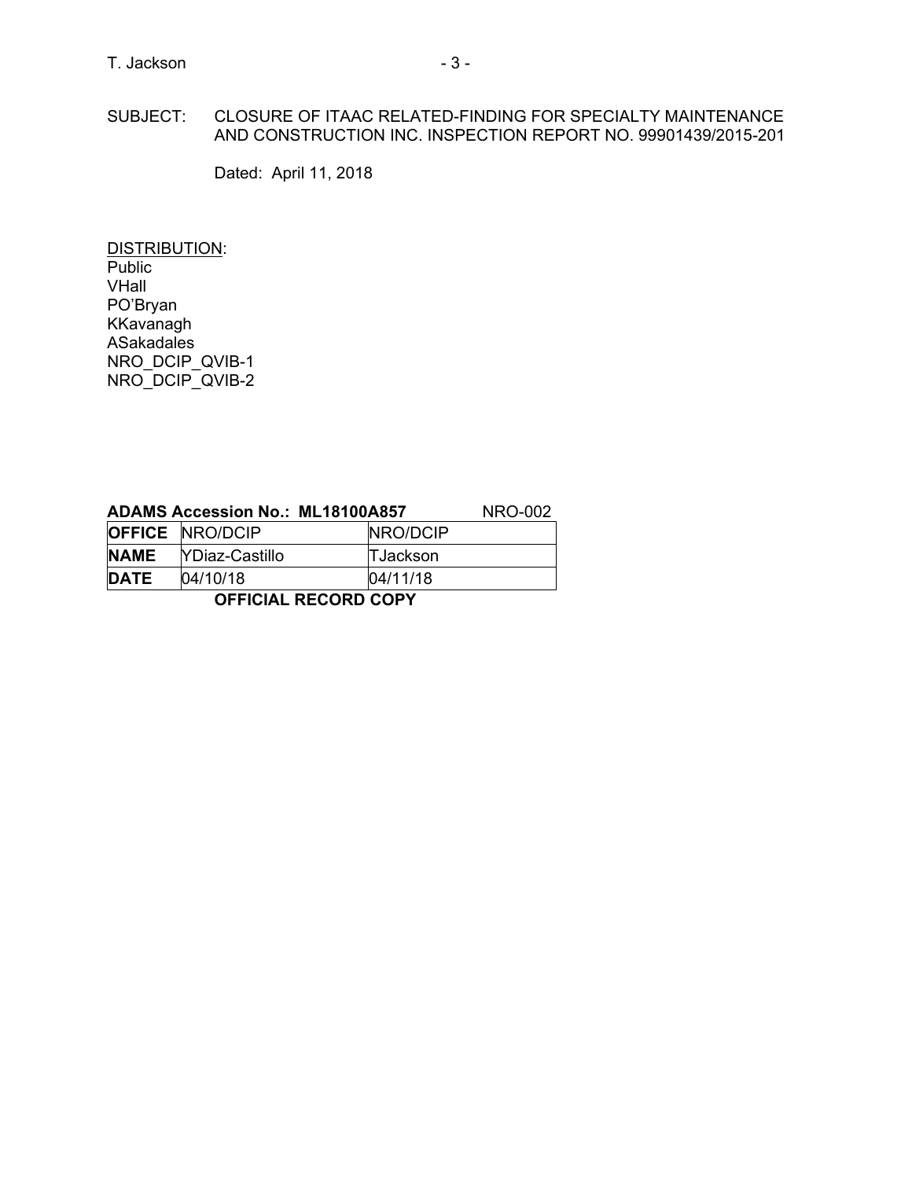SUBJECT: CLOSURE OF ITAAC RELATED-FINDING FOR SPECIALTY MAINTENANCE AND CONSTRUCTION INC. INSPECTION REPORT NO. 99901439/2015-201

Dated: April 11, 2018

DISTRIBUTION:
Public
VHall
PO'Bryan
KKavanagh
ASakadales
NRO_DCIP_QVIB-1
NRO_DCIP_QVIB-2

**ADAMS Accession No.: ML18100A857** NRO-002

| **OFFICE** | NRO/DCIP | NRO/DCIP |
|---|---|---|
| **NAME** | YDiaz-Castillo | TJackson |
| **DATE** | 04/10/18 | 04/11/18 |

**OFFICIAL RECORD COPY**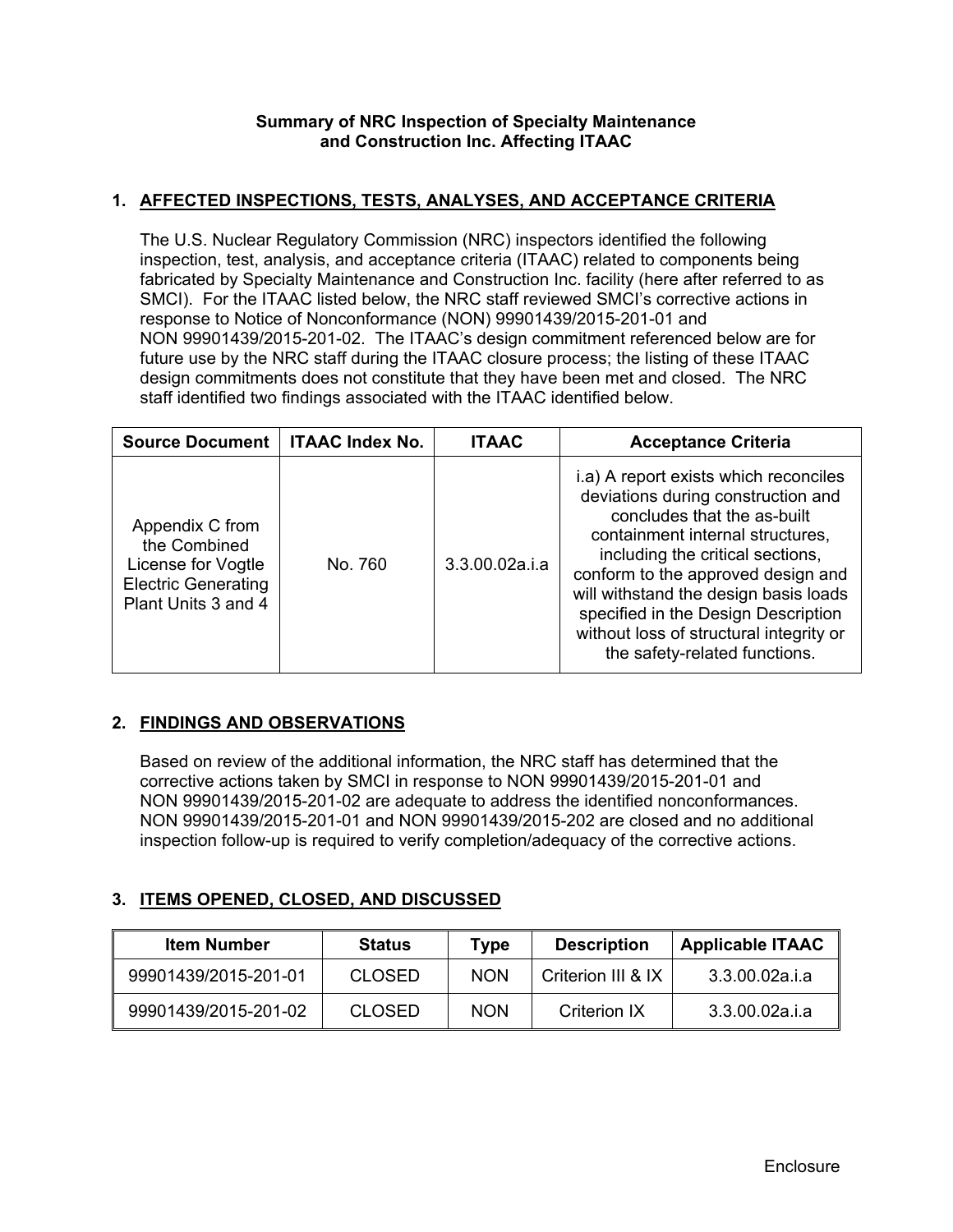**Summary of NRC Inspection of Specialty Maintenance and Construction Inc. Affecting ITAAC**

## 1. AFFECTED INSPECTIONS, TESTS, ANALYSES, AND ACCEPTANCE CRITERIA

The U.S. Nuclear Regulatory Commission (NRC) inspectors identified the following inspection, test, analysis, and acceptance criteria (ITAAC) related to components being fabricated by Specialty Maintenance and Construction Inc. facility (here after referred to as SMCI). For the ITAAC listed below, the NRC staff reviewed SMCI's corrective actions in response to Notice of Nonconformance (NON) 99901439/2015-201-01 and NON 99901439/2015-201-02. The ITAAC's design commitment referenced below are for future use by the NRC staff during the ITAAC closure process; the listing of these ITAAC design commitments does not constitute that they have been met and closed. The NRC staff identified two findings associated with the ITAAC identified below.

| Source Document | ITAAC Index No. | ITAAC | Acceptance Criteria |
|---|---|---|---|
| Appendix C from the Combined License for Vogtle Electric Generating Plant Units 3 and 4 | No. 760 | 3.3.00.02a.i.a | i.a) A report exists which reconciles deviations during construction and concludes that the as-built containment internal structures, including the critical sections, conform to the approved design and will withstand the design basis loads specified in the Design Description without loss of structural integrity or the safety-related functions. |

## 2. FINDINGS AND OBSERVATIONS

Based on review of the additional information, the NRC staff has determined that the corrective actions taken by SMCI in response to NON 99901439/2015-201-01 and NON 99901439/2015-201-02 are adequate to address the identified nonconformances. NON 99901439/2015-201-01 and NON 99901439/2015-202 are closed and no additional inspection follow-up is required to verify completion/adequacy of the corrective actions.

## 3. ITEMS OPENED, CLOSED, AND DISCUSSED

| Item Number | Status | Type | Description | Applicable ITAAC |
|---|---|---|---|---|
| 99901439/2015-201-01 | CLOSED | NON | Criterion III & IX | 3.3.00.02a.i.a |
| 99901439/2015-201-02 | CLOSED | NON | Criterion IX | 3.3.00.02a.i.a |

Enclosure